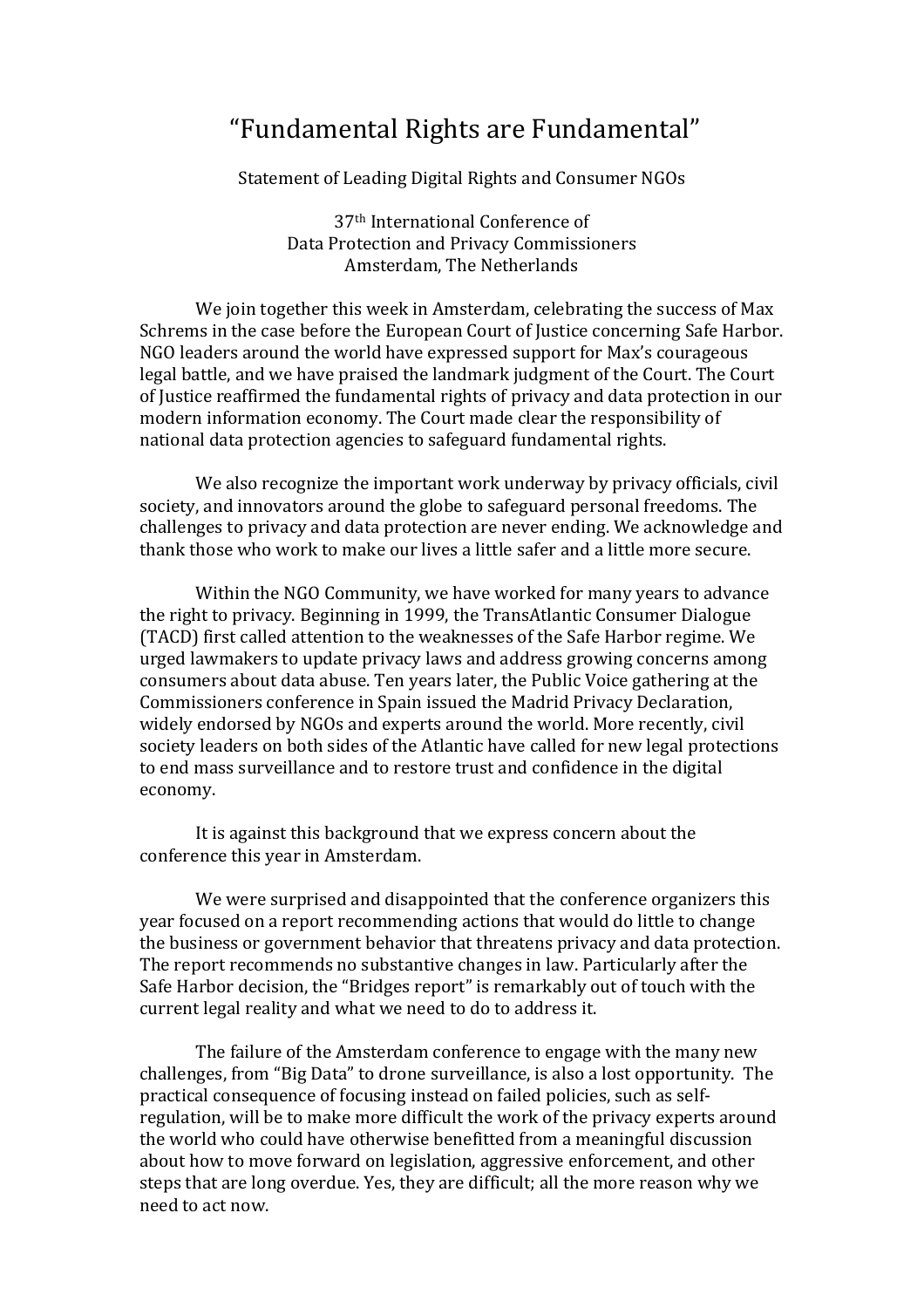# "Fundamental Rights are Fundamental"

Statement of Leading Digital Rights and Consumer NGOs

37th International Conference of
Data Protection and Privacy Commissioners
Amsterdam, The Netherlands

We join together this week in Amsterdam, celebrating the success of Max Schrems in the case before the European Court of Justice concerning Safe Harbor. NGO leaders around the world have expressed support for Max's courageous legal battle, and we have praised the landmark judgment of the Court. The Court of Justice reaffirmed the fundamental rights of privacy and data protection in our modern information economy. The Court made clear the responsibility of national data protection agencies to safeguard fundamental rights.

We also recognize the important work underway by privacy officials, civil society, and innovators around the globe to safeguard personal freedoms. The challenges to privacy and data protection are never ending. We acknowledge and thank those who work to make our lives a little safer and a little more secure.

Within the NGO Community, we have worked for many years to advance the right to privacy. Beginning in 1999, the TransAtlantic Consumer Dialogue (TACD) first called attention to the weaknesses of the Safe Harbor regime. We urged lawmakers to update privacy laws and address growing concerns among consumers about data abuse. Ten years later, the Public Voice gathering at the Commissioners conference in Spain issued the Madrid Privacy Declaration, widely endorsed by NGOs and experts around the world. More recently, civil society leaders on both sides of the Atlantic have called for new legal protections to end mass surveillance and to restore trust and confidence in the digital economy.

It is against this background that we express concern about the conference this year in Amsterdam.

We were surprised and disappointed that the conference organizers this year focused on a report recommending actions that would do little to change the business or government behavior that threatens privacy and data protection. The report recommends no substantive changes in law. Particularly after the Safe Harbor decision, the "Bridges report" is remarkably out of touch with the current legal reality and what we need to do to address it.

The failure of the Amsterdam conference to engage with the many new challenges, from "Big Data" to drone surveillance, is also a lost opportunity. The practical consequence of focusing instead on failed policies, such as self-regulation, will be to make more difficult the work of the privacy experts around the world who could have otherwise benefitted from a meaningful discussion about how to move forward on legislation, aggressive enforcement, and other steps that are long overdue. Yes, they are difficult; all the more reason why we need to act now.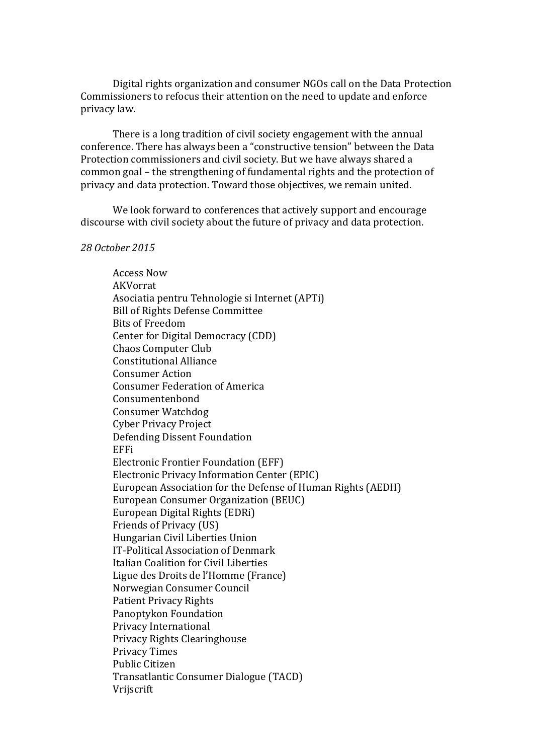Digital rights organization and consumer NGOs call on the Data Protection Commissioners to refocus their attention on the need to update and enforce privacy law.

There is a long tradition of civil society engagement with the annual conference. There has always been a "constructive tension" between the Data Protection commissioners and civil society. But we have always shared a common goal – the strengthening of fundamental rights and the protection of privacy and data protection. Toward those objectives, we remain united.

We look forward to conferences that actively support and encourage discourse with civil society about the future of privacy and data protection.

*28 October 2015*

Access Now
AKVorrat
Asociatia pentru Tehnologie si Internet (APTi)
Bill of Rights Defense Committee
Bits of Freedom
Center for Digital Democracy (CDD)
Chaos Computer Club
Constitutional Alliance
Consumer Action
Consumer Federation of America
Consumentenbond
Consumer Watchdog
Cyber Privacy Project
Defending Dissent Foundation
EFFi
Electronic Frontier Foundation (EFF)
Electronic Privacy Information Center (EPIC)
European Association for the Defense of Human Rights (AEDH)
European Consumer Organization (BEUC)
European Digital Rights (EDRi)
Friends of Privacy (US)
Hungarian Civil Liberties Union
IT-Political Association of Denmark
Italian Coalition for Civil Liberties
Ligue des Droits de l'Homme (France)
Norwegian Consumer Council
Patient Privacy Rights
Panoptykon Foundation
Privacy International
Privacy Rights Clearinghouse
Privacy Times
Public Citizen
Transatlantic Consumer Dialogue (TACD)
Vrijscrift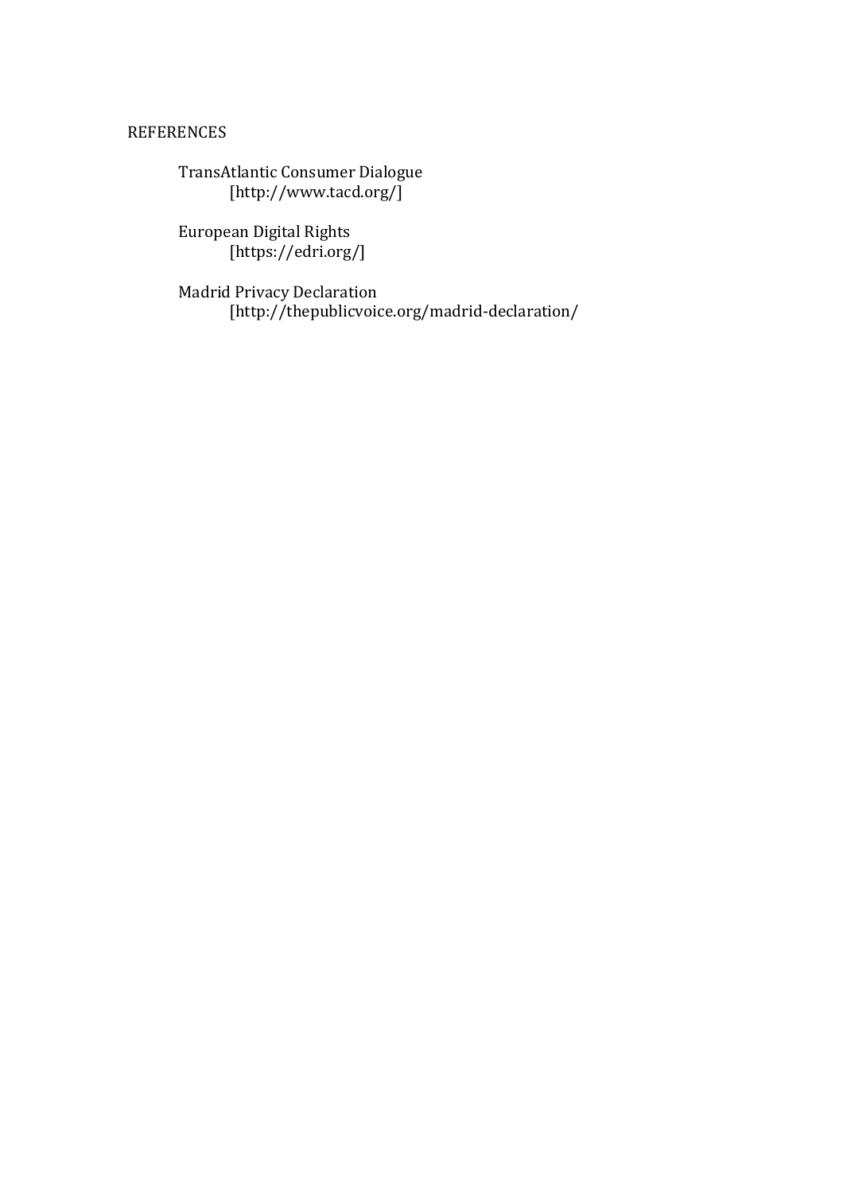REFERENCES

TransAtlantic Consumer Dialogue
[http://www.tacd.org/]

European Digital Rights
[https://edri.org/]

Madrid Privacy Declaration
[http://thepublicvoice.org/madrid-declaration/